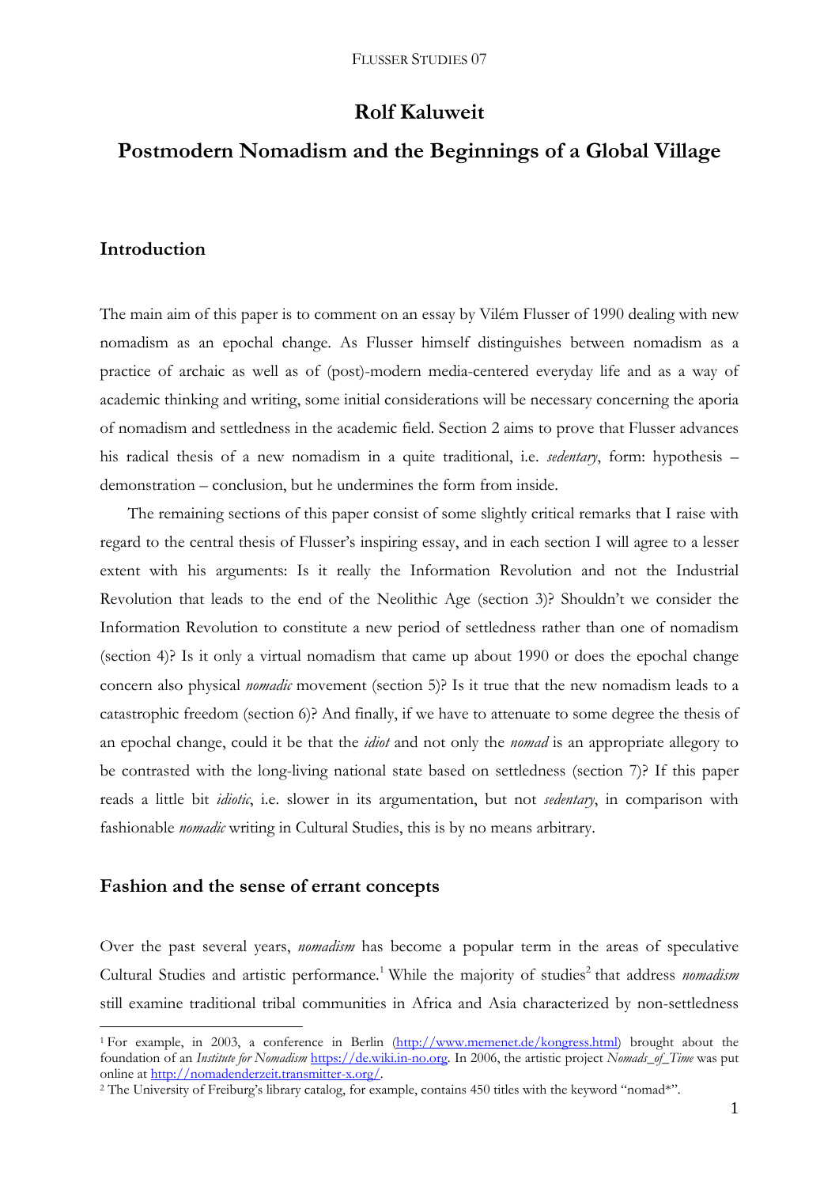# Rolf Kaluweit

# Postmodern Nomadism and the Beginnings of a Global Village

## Introduction

The main aim of this paper is to comment on an essay by Vilém Flusser of 1990 dealing with new nomadism as an epochal change. As Flusser himself distinguishes between nomadism as a practice of archaic as well as of (post)-modern media-centered everyday life and as a way of academic thinking and writing, some initial considerations will be necessary concerning the aporia of nomadism and settledness in the academic field. Section 2 aims to prove that Flusser advances his radical thesis of a new nomadism in a quite traditional, i.e. *sedentary*, form: hypothesis – demonstration – conclusion, but he undermines the form from inside.

The remaining sections of this paper consist of some slightly critical remarks that I raise with regard to the central thesis of Flusser's inspiring essay, and in each section I will agree to a lesser extent with his arguments: Is it really the Information Revolution and not the Industrial Revolution that leads to the end of the Neolithic Age (section 3)? Shouldn't we consider the Information Revolution to constitute a new period of settledness rather than one of nomadism (section 4)? Is it only a virtual nomadism that came up about 1990 or does the epochal change concern also physical *nomadic* movement (section 5)? Is it true that the new nomadism leads to a catastrophic freedom (section 6)? And finally, if we have to attenuate to some degree the thesis of an epochal change, could it be that the *idiot* and not only the *nomad* is an appropriate allegory to be contrasted with the long-living national state based on settledness (section 7)? If this paper reads a little bit *idiotic*, i.e. slower in its argumentation, but not *sedentary*, in comparison with fashionable *nomadic* writing in Cultural Studies, this is by no means arbitrary.

## Fashion and the sense of errant concepts

Over the past several years, *nomadism* has become a popular term in the areas of speculative Cultural Studies and artistic performance.[1] While the majority of studies[2] that address *nomadism* still examine traditional tribal communities in Africa and Asia characterized by non-settledness

---

[1] For example, in 2003, a conference in Berlin (http://www.memenet.de/kongress.html) brought about the foundation of an *Institute for Nomadism* https://de.wiki.in-no.org. In 2006, the artistic project *Nomads_of_Time* was put online at http://nomadenderzeit.transmitter-x.org/.

[2] The University of Freiburg's library catalog, for example, contains 450 titles with the keyword "nomad*".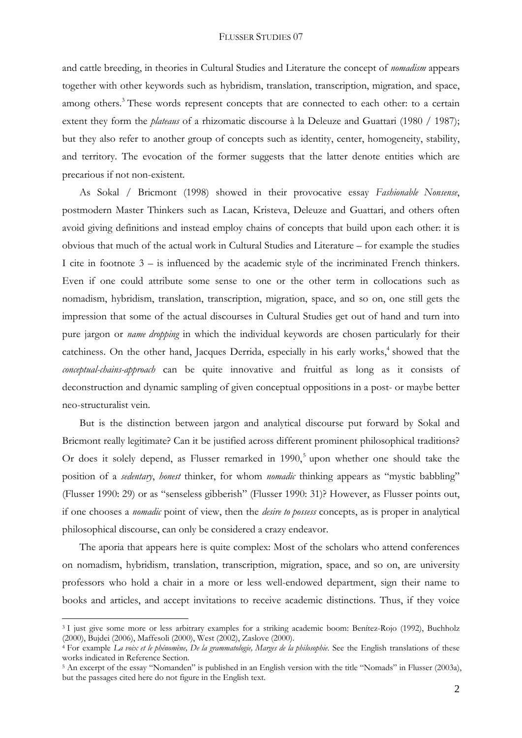and cattle breeding, in theories in Cultural Studies and Literature the concept of *nomadism* appears together with other keywords such as hybridism, translation, transcription, migration, and space, among others.[3] These words represent concepts that are connected to each other: to a certain extent they form the *plateaus* of a rhizomatic discourse à la Deleuze and Guattari (1980 / 1987); but they also refer to another group of concepts such as identity, center, homogeneity, stability, and territory. The evocation of the former suggests that the latter denote entities which are precarious if not non-existent.

As Sokal / Bricmont (1998) showed in their provocative essay *Fashionable Nonsense*, postmodern Master Thinkers such as Lacan, Kristeva, Deleuze and Guattari, and others often avoid giving definitions and instead employ chains of concepts that build upon each other: it is obvious that much of the actual work in Cultural Studies and Literature – for example the studies I cite in footnote 3 – is influenced by the academic style of the incriminated French thinkers. Even if one could attribute some sense to one or the other term in collocations such as nomadism, hybridism, translation, transcription, migration, space, and so on, one still gets the impression that some of the actual discourses in Cultural Studies get out of hand and turn into pure jargon or *name dropping* in which the individual keywords are chosen particularly for their catchiness. On the other hand, Jacques Derrida, especially in his early works,[4] showed that the *conceptual-chains-approach* can be quite innovative and fruitful as long as it consists of deconstruction and dynamic sampling of given conceptual oppositions in a post- or maybe better neo-structuralist vein.

But is the distinction between jargon and analytical discourse put forward by Sokal and Bricmont really legitimate? Can it be justified across different prominent philosophical traditions? Or does it solely depend, as Flusser remarked in 1990,[5] upon whether one should take the position of a *sedentary*, *honest* thinker, for whom *nomadic* thinking appears as "mystic babbling" (Flusser 1990: 29) or as "senseless gibberish" (Flusser 1990: 31)? However, as Flusser points out, if one chooses a *nomadic* point of view, then the *desire to possess* concepts, as is proper in analytical philosophical discourse, can only be considered a crazy endeavor.

The aporia that appears here is quite complex: Most of the scholars who attend conferences on nomadism, hybridism, translation, transcription, migration, space, and so on, are university professors who hold a chair in a more or less well-endowed department, sign their name to books and articles, and accept invitations to receive academic distinctions. Thus, if they voice

---

[3] I just give some more or less arbitrary examples for a striking academic boom: Benítez-Rojo (1992), Buchholz (2000), Bujdei (2006), Maffesoli (2000), West (2002), Zaslove (2000).

[4] For example *La voix et le phénomène, De la grammatologie, Marges de la philosophie*. See the English translations of these works indicated in Reference Section.

[5] An excerpt of the essay "Nomanden" is published in an English version with the title "Nomads" in Flusser (2003a), but the passages cited here do not figure in the English text.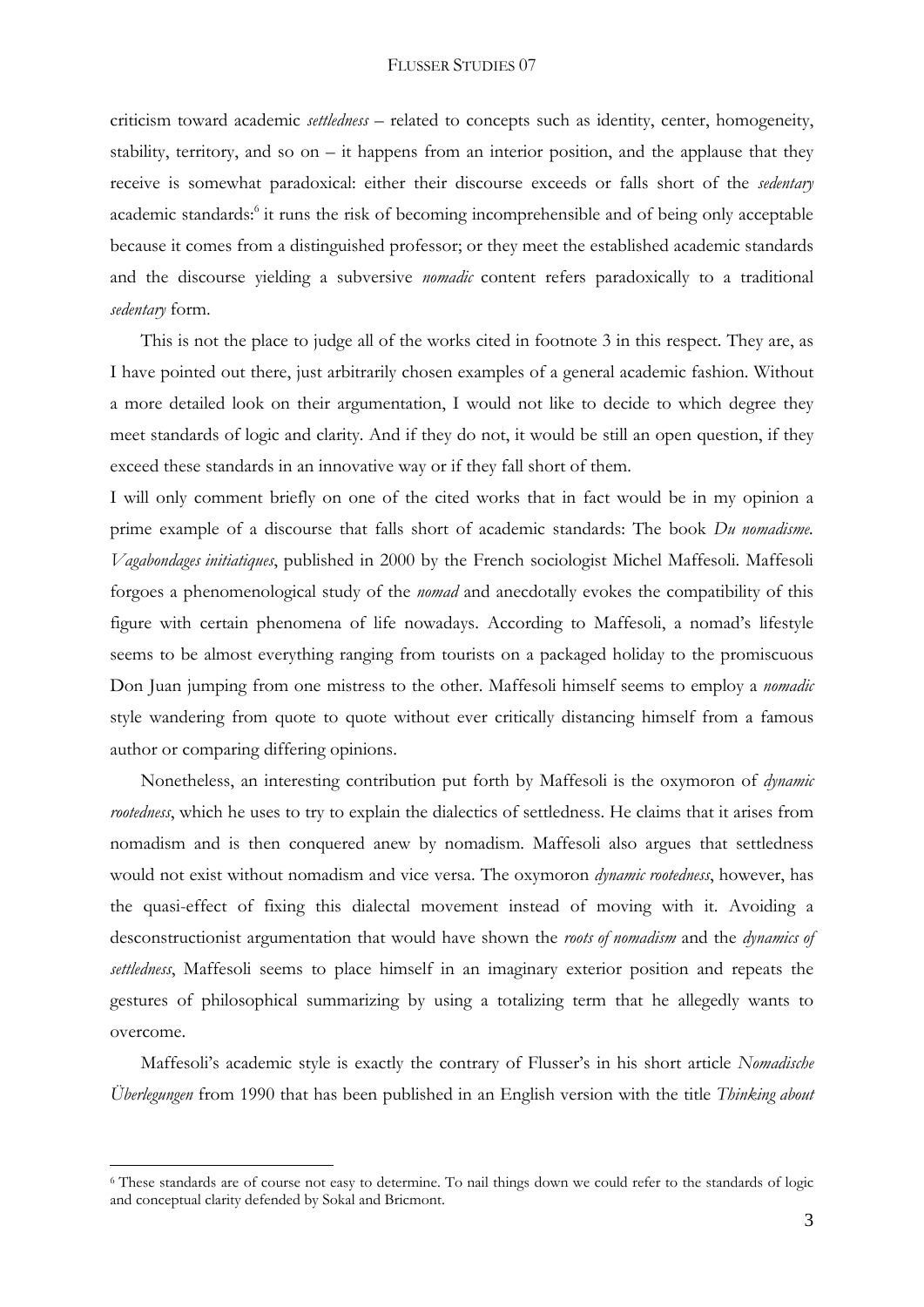criticism toward academic *settledness* – related to concepts such as identity, center, homogeneity, stability, territory, and so on – it happens from an interior position, and the applause that they receive is somewhat paradoxical: either their discourse exceeds or falls short of the *sedentary* academic standards:[6] it runs the risk of becoming incomprehensible and of being only acceptable because it comes from a distinguished professor; or they meet the established academic standards and the discourse yielding a subversive *nomadic* content refers paradoxically to a traditional *sedentary* form.

This is not the place to judge all of the works cited in footnote 3 in this respect. They are, as I have pointed out there, just arbitrarily chosen examples of a general academic fashion. Without a more detailed look on their argumentation, I would not like to decide to which degree they meet standards of logic and clarity. And if they do not, it would be still an open question, if they exceed these standards in an innovative way or if they fall short of them.

I will only comment briefly on one of the cited works that in fact would be in my opinion a prime example of a discourse that falls short of academic standards: The book *Du nomadisme. Vagabondages initiatiques*, published in 2000 by the French sociologist Michel Maffesoli. Maffesoli forgoes a phenomenological study of the *nomad* and anecdotally evokes the compatibility of this figure with certain phenomena of life nowadays. According to Maffesoli, a nomad's lifestyle seems to be almost everything ranging from tourists on a packaged holiday to the promiscuous Don Juan jumping from one mistress to the other. Maffesoli himself seems to employ a *nomadic* style wandering from quote to quote without ever critically distancing himself from a famous author or comparing differing opinions.

Nonetheless, an interesting contribution put forth by Maffesoli is the oxymoron of *dynamic rootedness*, which he uses to try to explain the dialectics of settledness. He claims that it arises from nomadism and is then conquered anew by nomadism. Maffesoli also argues that settledness would not exist without nomadism and vice versa. The oxymoron *dynamic rootedness*, however, has the quasi-effect of fixing this dialectal movement instead of moving with it. Avoiding a desconstructionist argumentation that would have shown the *roots of nomadism* and the *dynamics of settledness*, Maffesoli seems to place himself in an imaginary exterior position and repeats the gestures of philosophical summarizing by using a totalizing term that he allegedly wants to overcome.

Maffesoli's academic style is exactly the contrary of Flusser's in his short article *Nomadische Überlegungen* from 1990 that has been published in an English version with the title *Thinking about*

---

[6] These standards are of course not easy to determine. To nail things down we could refer to the standards of logic and conceptual clarity defended by Sokal and Bricmont.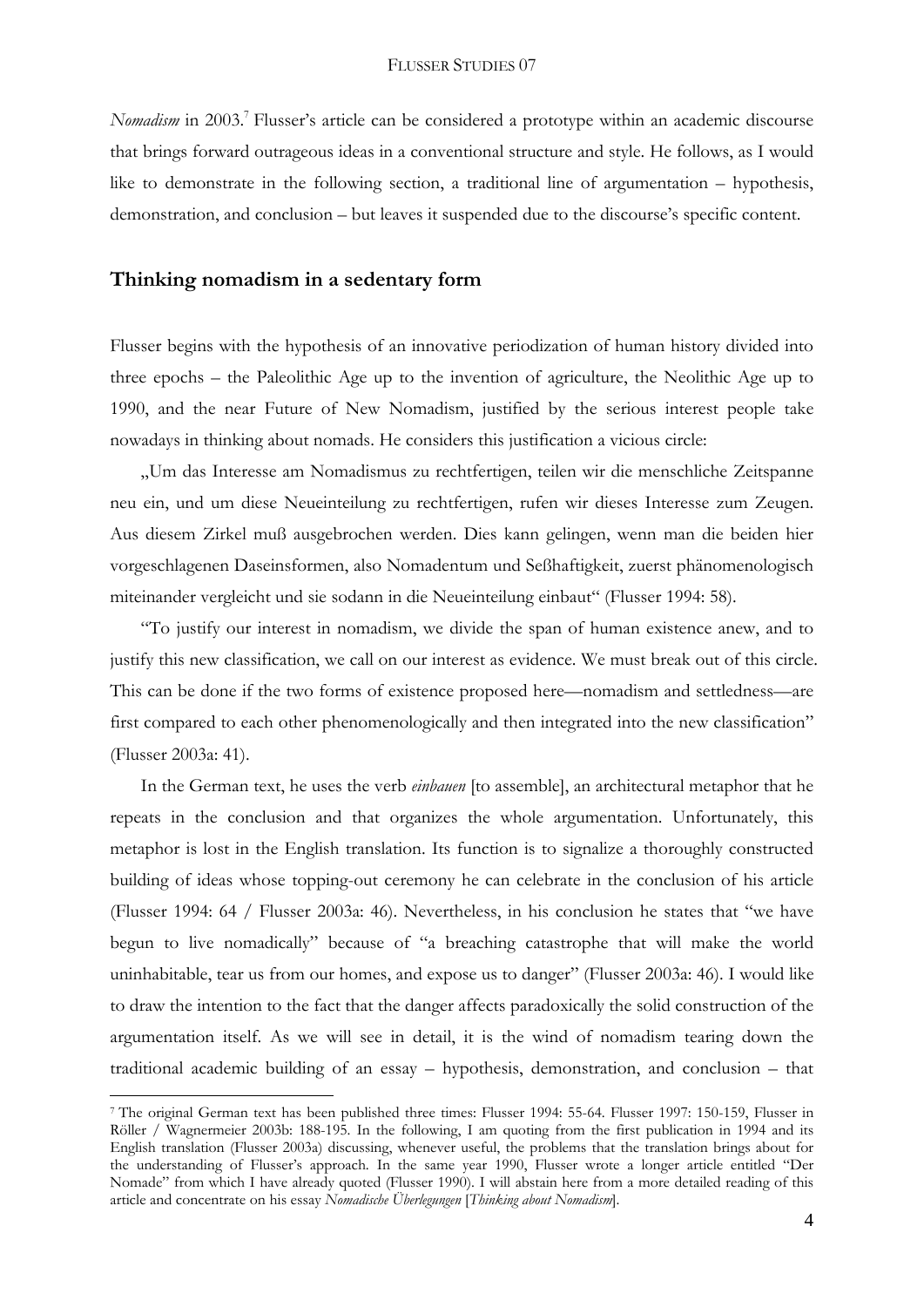*Nomadism* in 2003.[7] Flusser's article can be considered a prototype within an academic discourse that brings forward outrageous ideas in a conventional structure and style. He follows, as I would like to demonstrate in the following section, a traditional line of argumentation – hypothesis, demonstration, and conclusion – but leaves it suspended due to the discourse's specific content.

## Thinking nomadism in a sedentary form

Flusser begins with the hypothesis of an innovative periodization of human history divided into three epochs – the Paleolithic Age up to the invention of agriculture, the Neolithic Age up to 1990, and the near Future of New Nomadism, justified by the serious interest people take nowadays in thinking about nomads. He considers this justification a vicious circle:

„Um das Interesse am Nomadismus zu rechtfertigen, teilen wir die menschliche Zeitspanne neu ein, und um diese Neueinteilung zu rechtfertigen, rufen wir dieses Interesse zum Zeugen. Aus diesem Zirkel muß ausgebrochen werden. Dies kann gelingen, wenn man die beiden hier vorgeschlagenen Daseinsformen, also Nomadentum und Seßhaftigkeit, zuerst phänomenologisch miteinander vergleicht und sie sodann in die Neueinteilung einbaut" (Flusser 1994: 58).

"To justify our interest in nomadism, we divide the span of human existence anew, and to justify this new classification, we call on our interest as evidence. We must break out of this circle. This can be done if the two forms of existence proposed here—nomadism and settledness—are first compared to each other phenomenologically and then integrated into the new classification" (Flusser 2003a: 41).

In the German text, he uses the verb *einbauen* [to assemble], an architectural metaphor that he repeats in the conclusion and that organizes the whole argumentation. Unfortunately, this metaphor is lost in the English translation. Its function is to signalize a thoroughly constructed building of ideas whose topping-out ceremony he can celebrate in the conclusion of his article (Flusser 1994: 64 / Flusser 2003a: 46). Nevertheless, in his conclusion he states that "we have begun to live nomadically" because of "a breaching catastrophe that will make the world uninhabitable, tear us from our homes, and expose us to danger" (Flusser 2003a: 46). I would like to draw the intention to the fact that the danger affects paradoxically the solid construction of the argumentation itself. As we will see in detail, it is the wind of nomadism tearing down the traditional academic building of an essay – hypothesis, demonstration, and conclusion – that

[7] The original German text has been published three times: Flusser 1994: 55-64. Flusser 1997: 150-159, Flusser in Röller / Wagnermeier 2003b: 188-195. In the following, I am quoting from the first publication in 1994 and its English translation (Flusser 2003a) discussing, whenever useful, the problems that the translation brings about for the understanding of Flusser's approach. In the same year 1990, Flusser wrote a longer article entitled "Der Nomade" from which I have already quoted (Flusser 1990). I will abstain here from a more detailed reading of this article and concentrate on his essay *Nomadische Überlegungen* [*Thinking about Nomadism*].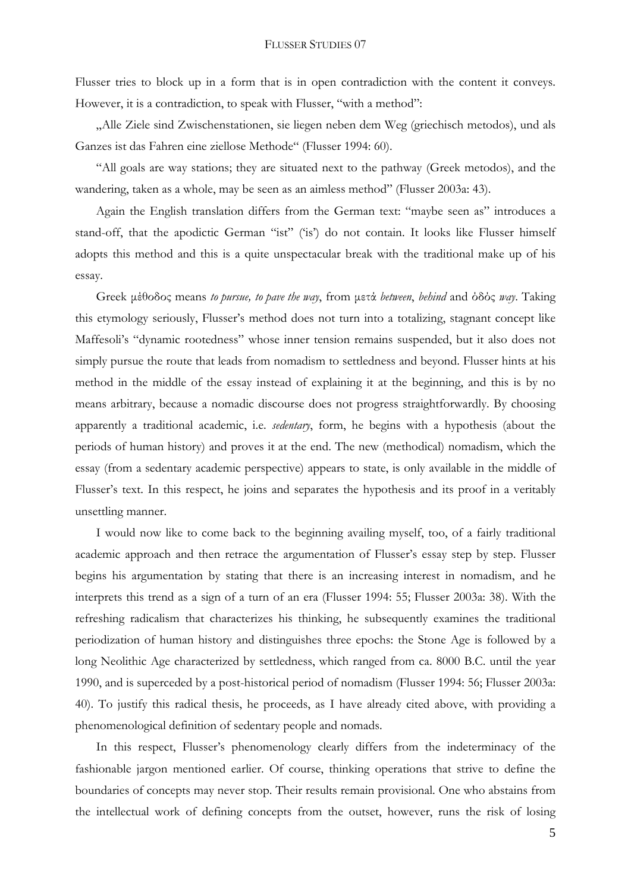Flusser tries to block up in a form that is in open contradiction with the content it conveys. However, it is a contradiction, to speak with Flusser, "with a method":

„Alle Ziele sind Zwischenstationen, sie liegen neben dem Weg (griechisch metodos), und als Ganzes ist das Fahren eine ziellose Methode" (Flusser 1994: 60).

"All goals are way stations; they are situated next to the pathway (Greek metodos), and the wandering, taken as a whole, may be seen as an aimless method" (Flusser 2003a: 43).

Again the English translation differs from the German text: "maybe seen as" introduces a stand-off, that the apodictic German "ist" ('is') do not contain. It looks like Flusser himself adopts this method and this is a quite unspectacular break with the traditional make up of his essay.

Greek μέθοδος means *to pursue, to pave the way*, from μετά *between*, *behind* and ὁδὸς *way*. Taking this etymology seriously, Flusser's method does not turn into a totalizing, stagnant concept like Maffesoli's "dynamic rootedness" whose inner tension remains suspended, but it also does not simply pursue the route that leads from nomadism to settledness and beyond. Flusser hints at his method in the middle of the essay instead of explaining it at the beginning, and this is by no means arbitrary, because a nomadic discourse does not progress straightforwardly. By choosing apparently a traditional academic, i.e. *sedentary*, form, he begins with a hypothesis (about the periods of human history) and proves it at the end. The new (methodical) nomadism, which the essay (from a sedentary academic perspective) appears to state, is only available in the middle of Flusser's text. In this respect, he joins and separates the hypothesis and its proof in a veritably unsettling manner.

I would now like to come back to the beginning availing myself, too, of a fairly traditional academic approach and then retrace the argumentation of Flusser's essay step by step. Flusser begins his argumentation by stating that there is an increasing interest in nomadism, and he interprets this trend as a sign of a turn of an era (Flusser 1994: 55; Flusser 2003a: 38). With the refreshing radicalism that characterizes his thinking, he subsequently examines the traditional periodization of human history and distinguishes three epochs: the Stone Age is followed by a long Neolithic Age characterized by settledness, which ranged from ca. 8000 B.C. until the year 1990, and is superceded by a post-historical period of nomadism (Flusser 1994: 56; Flusser 2003a: 40). To justify this radical thesis, he proceeds, as I have already cited above, with providing a phenomenological definition of sedentary people and nomads.

In this respect, Flusser's phenomenology clearly differs from the indeterminacy of the fashionable jargon mentioned earlier. Of course, thinking operations that strive to define the boundaries of concepts may never stop. Their results remain provisional. One who abstains from the intellectual work of defining concepts from the outset, however, runs the risk of losing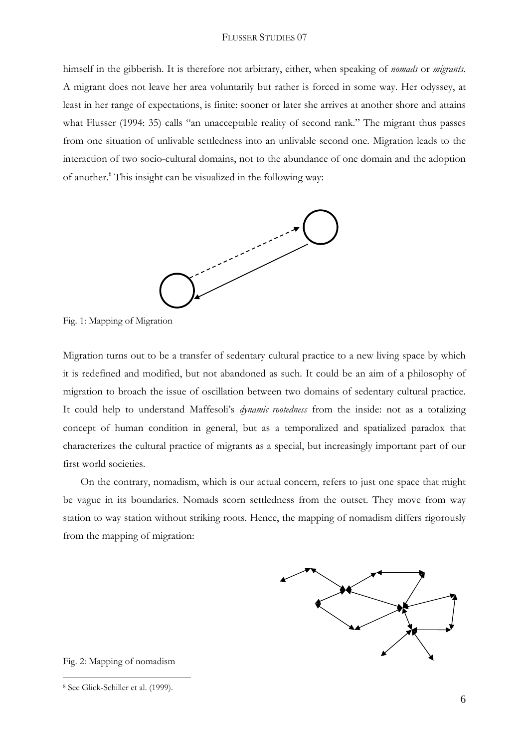himself in the gibberish. It is therefore not arbitrary, either, when speaking of *nomads* or *migrants*. A migrant does not leave her area voluntarily but rather is forced in some way. Her odyssey, at least in her range of expectations, is finite: sooner or later she arrives at another shore and attains what Flusser (1994: 35) calls "an unacceptable reality of second rank." The migrant thus passes from one situation of unlivable settledness into an unlivable second one. Migration leads to the interaction of two socio-cultural domains, not to the abundance of one domain and the adoption of another.[8] This insight can be visualized in the following way:

Fig. 1: Mapping of Migration

Migration turns out to be a transfer of sedentary cultural practice to a new living space by which it is redefined and modified, but not abandoned as such. It could be an aim of a philosophy of migration to broach the issue of oscillation between two domains of sedentary cultural practice. It could help to understand Maffesoli's *dynamic rootedness* from the inside: not as a totalizing concept of human condition in general, but as a temporalized and spatialized paradox that characterizes the cultural practice of migrants as a special, but increasingly important part of our first world societies.

On the contrary, nomadism, which is our actual concern, refers to just one space that might be vague in its boundaries. Nomads scorn settledness from the outset. They move from way station to way station without striking roots. Hence, the mapping of nomadism differs rigorously from the mapping of migration:

Fig. 2: Mapping of nomadism

---

[8] See Glick-Schiller et al. (1999).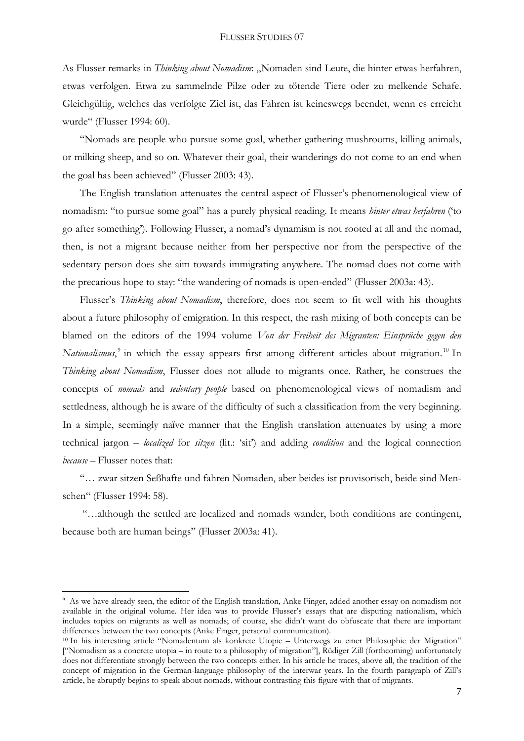As Flusser remarks in *Thinking about Nomadism*: „Nomaden sind Leute, die hinter etwas herfahren, etwas verfolgen. Etwa zu sammelnde Pilze oder zu tötende Tiere oder zu melkende Schafe. Gleichgültig, welches das verfolgte Ziel ist, das Fahren ist keineswegs beendet, wenn es erreicht wurde" (Flusser 1994: 60).

"Nomads are people who pursue some goal, whether gathering mushrooms, killing animals, or milking sheep, and so on. Whatever their goal, their wanderings do not come to an end when the goal has been achieved" (Flusser 2003: 43).

The English translation attenuates the central aspect of Flusser's phenomenological view of nomadism: "to pursue some goal" has a purely physical reading. It means *hinter etwas herfahren* ('to go after something'). Following Flusser, a nomad's dynamism is not rooted at all and the nomad, then, is not a migrant because neither from her perspective nor from the perspective of the sedentary person does she aim towards immigrating anywhere. The nomad does not come with the precarious hope to stay: "the wandering of nomads is open-ended" (Flusser 2003a: 43).

Flusser's *Thinking about Nomadism*, therefore, does not seem to fit well with his thoughts about a future philosophy of emigration. In this respect, the rash mixing of both concepts can be blamed on the editors of the 1994 volume *Von der Freiheit des Migranten: Einsprüche gegen den Nationalismus*,[9] in which the essay appears first among different articles about migration.[10] In *Thinking about Nomadism*, Flusser does not allude to migrants once. Rather, he construes the concepts of *nomads* and *sedentary people* based on phenomenological views of nomadism and settledness, although he is aware of the difficulty of such a classification from the very beginning. In a simple, seemingly naïve manner that the English translation attenuates by using a more technical jargon – *localized* for *sitzen* (lit.: 'sit') and adding *condition* and the logical connection *because* – Flusser notes that:

"… zwar sitzen Seßhafte und fahren Nomaden, aber beides ist provisorisch, beide sind Menschen" (Flusser 1994: 58).

"…although the settled are localized and nomads wander, both conditions are contingent, because both are human beings" (Flusser 2003a: 41).

---

[9] As we have already seen, the editor of the English translation, Anke Finger, added another essay on nomadism not available in the original volume. Her idea was to provide Flusser's essays that are disputing nationalism, which includes topics on migrants as well as nomads; of course, she didn't want do obfuscate that there are important differences between the two concepts (Anke Finger, personal communication).

[10] In his interesting article "Nomadentum als konkrete Utopie – Unterwegs zu einer Philosophie der Migration" ["Nomadism as a concrete utopia – in route to a philosophy of migration"], Rüdiger Zill (forthcoming) unfortunately does not differentiate strongly between the two concepts either. In his article he traces, above all, the tradition of the concept of migration in the German-language philosophy of the interwar years. In the fourth paragraph of Zill's article, he abruptly begins to speak about nomads, without contrasting this figure with that of migrants.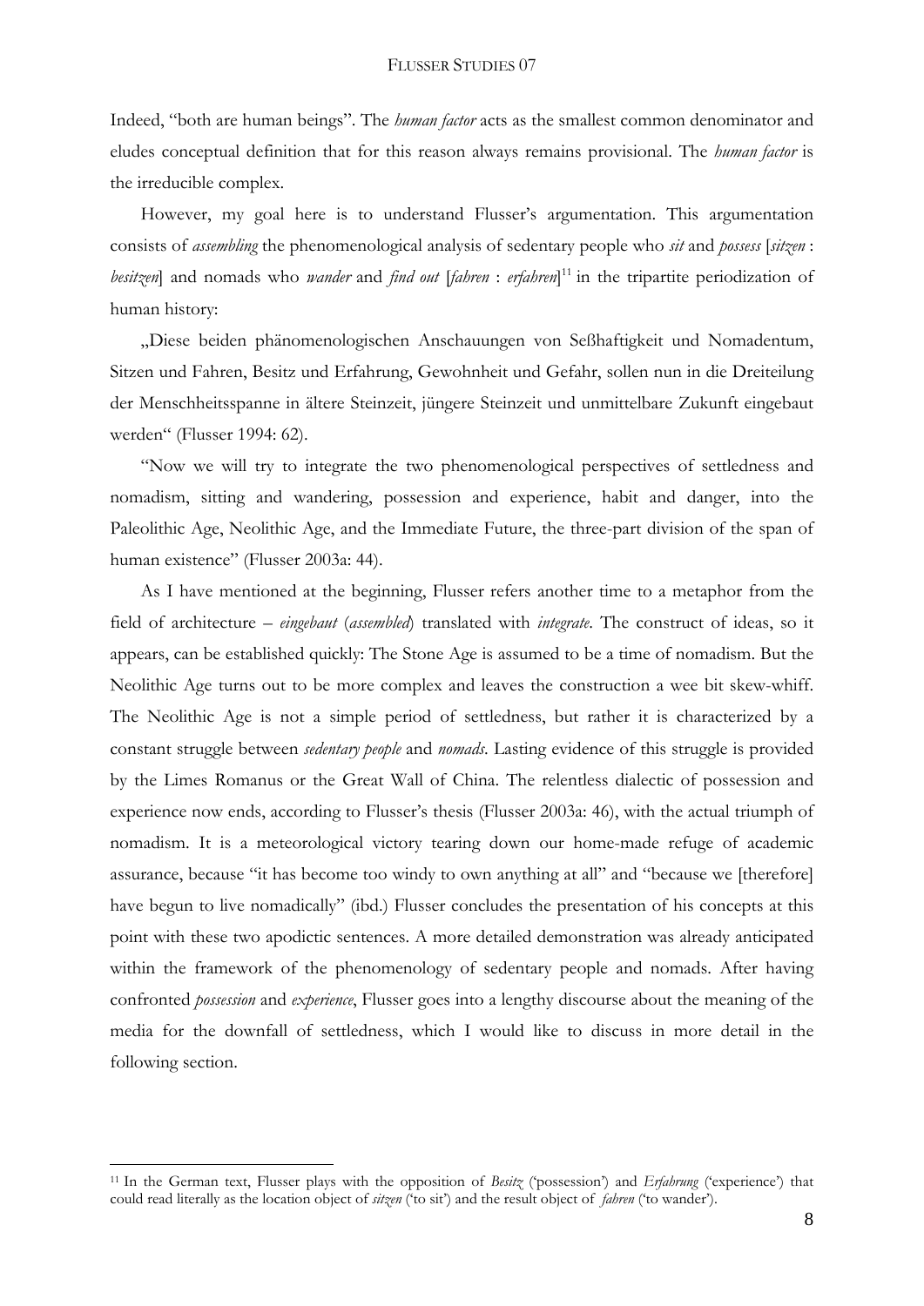Indeed, "both are human beings". The *human factor* acts as the smallest common denominator and eludes conceptual definition that for this reason always remains provisional. The *human factor* is the irreducible complex.

However, my goal here is to understand Flusser's argumentation. This argumentation consists of *assembling* the phenomenological analysis of sedentary people who *sit* and *possess* [*sitzen* : *besitzen*] and nomads who *wander* and *find out* [*fahren* : *erfahren*][11] in the tripartite periodization of human history:

„Diese beiden phänomenologischen Anschauungen von Seßhaftigkeit und Nomadentum, Sitzen und Fahren, Besitz und Erfahrung, Gewohnheit und Gefahr, sollen nun in die Dreiteilung der Menschheitsspanne in ältere Steinzeit, jüngere Steinzeit und unmittelbare Zukunft eingebaut werden" (Flusser 1994: 62).

"Now we will try to integrate the two phenomenological perspectives of settledness and nomadism, sitting and wandering, possession and experience, habit and danger, into the Paleolithic Age, Neolithic Age, and the Immediate Future, the three-part division of the span of human existence" (Flusser 2003a: 44).

As I have mentioned at the beginning, Flusser refers another time to a metaphor from the field of architecture – *eingebaut* (*assembled*) translated with *integrate*. The construct of ideas, so it appears, can be established quickly: The Stone Age is assumed to be a time of nomadism. But the Neolithic Age turns out to be more complex and leaves the construction a wee bit skew-whiff. The Neolithic Age is not a simple period of settledness, but rather it is characterized by a constant struggle between *sedentary people* and *nomads*. Lasting evidence of this struggle is provided by the Limes Romanus or the Great Wall of China. The relentless dialectic of possession and experience now ends, according to Flusser's thesis (Flusser 2003a: 46), with the actual triumph of nomadism. It is a meteorological victory tearing down our home-made refuge of academic assurance, because "it has become too windy to own anything at all" and "because we [therefore] have begun to live nomadically" (ibd.) Flusser concludes the presentation of his concepts at this point with these two apodictic sentences. A more detailed demonstration was already anticipated within the framework of the phenomenology of sedentary people and nomads. After having confronted *possession* and *experience*, Flusser goes into a lengthy discourse about the meaning of the media for the downfall of settledness, which I would like to discuss in more detail in the following section.

---

[11] In the German text, Flusser plays with the opposition of *Besitz* ('possession') and *Erfahrung* ('experience') that could read literally as the location object of *sitzen* ('to sit') and the result object of *fahren* ('to wander').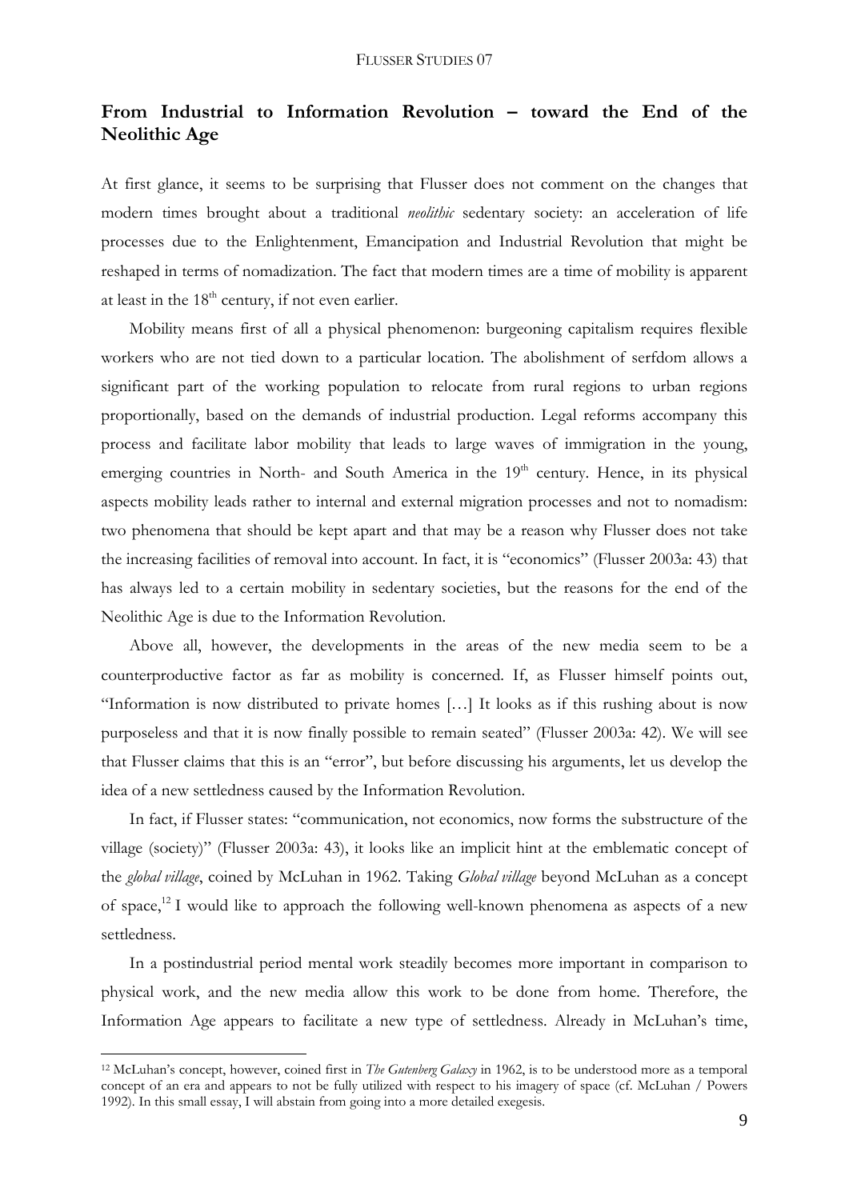## From Industrial to Information Revolution – toward the End of the Neolithic Age

At first glance, it seems to be surprising that Flusser does not comment on the changes that modern times brought about a traditional *neolithic* sedentary society: an acceleration of life processes due to the Enlightenment, Emancipation and Industrial Revolution that might be reshaped in terms of nomadization. The fact that modern times are a time of mobility is apparent at least in the 18th century, if not even earlier.

Mobility means first of all a physical phenomenon: burgeoning capitalism requires flexible workers who are not tied down to a particular location. The abolishment of serfdom allows a significant part of the working population to relocate from rural regions to urban regions proportionally, based on the demands of industrial production. Legal reforms accompany this process and facilitate labor mobility that leads to large waves of immigration in the young, emerging countries in North- and South America in the 19th century. Hence, in its physical aspects mobility leads rather to internal and external migration processes and not to nomadism: two phenomena that should be kept apart and that may be a reason why Flusser does not take the increasing facilities of removal into account. In fact, it is "economics" (Flusser 2003a: 43) that has always led to a certain mobility in sedentary societies, but the reasons for the end of the Neolithic Age is due to the Information Revolution.

Above all, however, the developments in the areas of the new media seem to be a counterproductive factor as far as mobility is concerned. If, as Flusser himself points out, "Information is now distributed to private homes […] It looks as if this rushing about is now purposeless and that it is now finally possible to remain seated" (Flusser 2003a: 42). We will see that Flusser claims that this is an "error", but before discussing his arguments, let us develop the idea of a new settledness caused by the Information Revolution.

In fact, if Flusser states: "communication, not economics, now forms the substructure of the village (society)" (Flusser 2003a: 43), it looks like an implicit hint at the emblematic concept of the *global village*, coined by McLuhan in 1962. Taking *Global village* beyond McLuhan as a concept of space,[12] I would like to approach the following well-known phenomena as aspects of a new settledness.

In a postindustrial period mental work steadily becomes more important in comparison to physical work, and the new media allow this work to be done from home. Therefore, the Information Age appears to facilitate a new type of settledness. Already in McLuhan's time,

---

[12] McLuhan's concept, however, coined first in *The Gutenberg Galaxy* in 1962, is to be understood more as a temporal concept of an era and appears to not be fully utilized with respect to his imagery of space (cf. McLuhan / Powers 1992). In this small essay, I will abstain from going into a more detailed exegesis.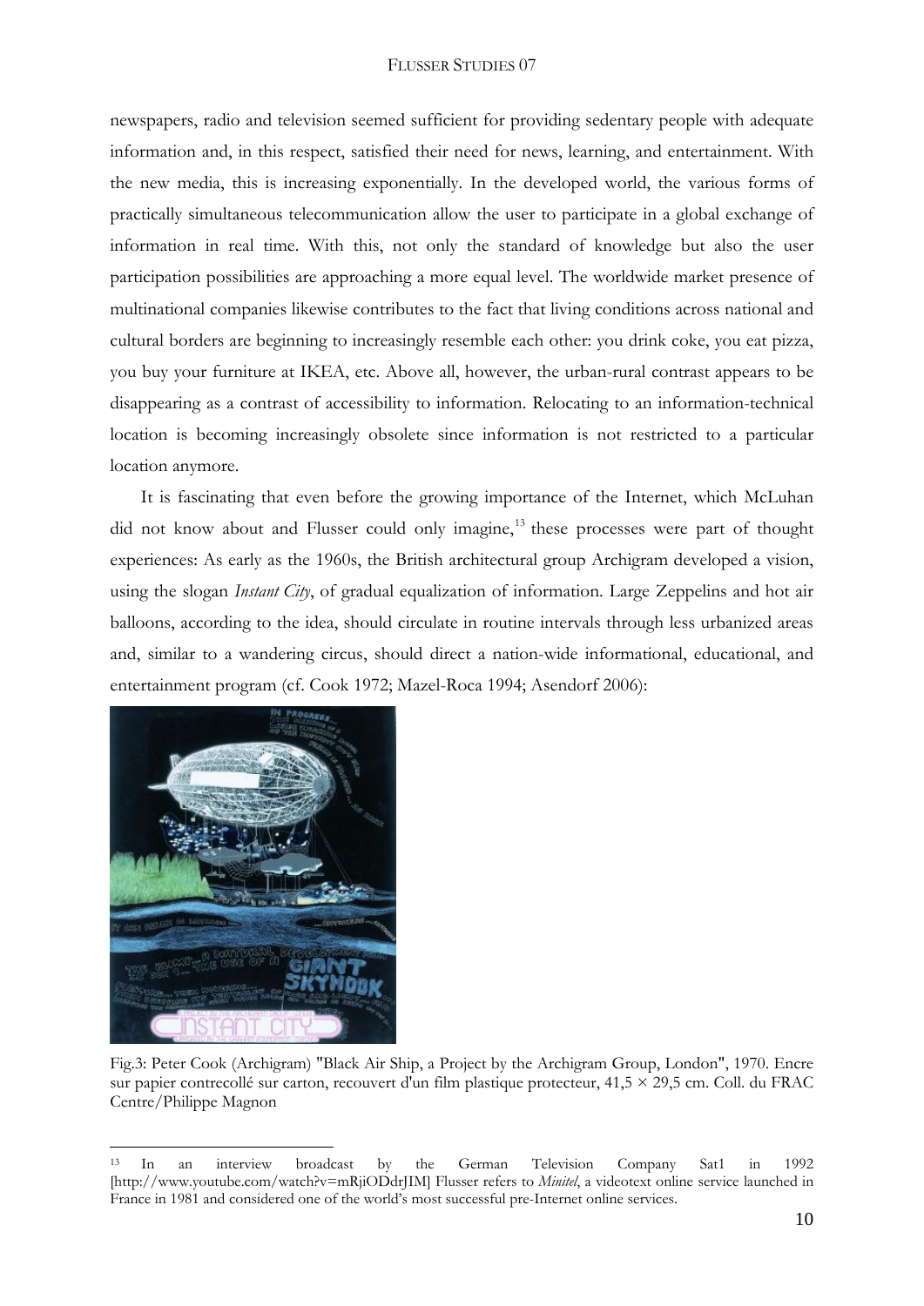newspapers, radio and television seemed sufficient for providing sedentary people with adequate information and, in this respect, satisfied their need for news, learning, and entertainment. With the new media, this is increasing exponentially. In the developed world, the various forms of practically simultaneous telecommunication allow the user to participate in a global exchange of information in real time. With this, not only the standard of knowledge but also the user participation possibilities are approaching a more equal level. The worldwide market presence of multinational companies likewise contributes to the fact that living conditions across national and cultural borders are beginning to increasingly resemble each other: you drink coke, you eat pizza, you buy your furniture at IKEA, etc. Above all, however, the urban-rural contrast appears to be disappearing as a contrast of accessibility to information. Relocating to an information-technical location is becoming increasingly obsolete since information is not restricted to a particular location anymore.

It is fascinating that even before the growing importance of the Internet, which McLuhan did not know about and Flusser could only imagine,[13] these processes were part of thought experiences: As early as the 1960s, the British architectural group Archigram developed a vision, using the slogan *Instant City*, of gradual equalization of information. Large Zeppelins and hot air balloons, according to the idea, should circulate in routine intervals through less urbanized areas and, similar to a wandering circus, should direct a nation-wide informational, educational, and entertainment program (cf. Cook 1972; Mazel-Roca 1994; Asendorf 2006):

Fig.3: Peter Cook (Archigram) "Black Air Ship, a Project by the Archigram Group, London", 1970. Encre sur papier contrecollé sur carton, recouvert d'un film plastique protecteur, 41,5 × 29,5 cm. Coll. du FRAC Centre/Philippe Magnon

[13] In an interview broadcast by the German Television Company Sat1 in 1992 [http://www.youtube.com/watch?v=mRjiODdrJIM] Flusser refers to *Minitel*, a videotext online service launched in France in 1981 and considered one of the world's most successful pre-Internet online services.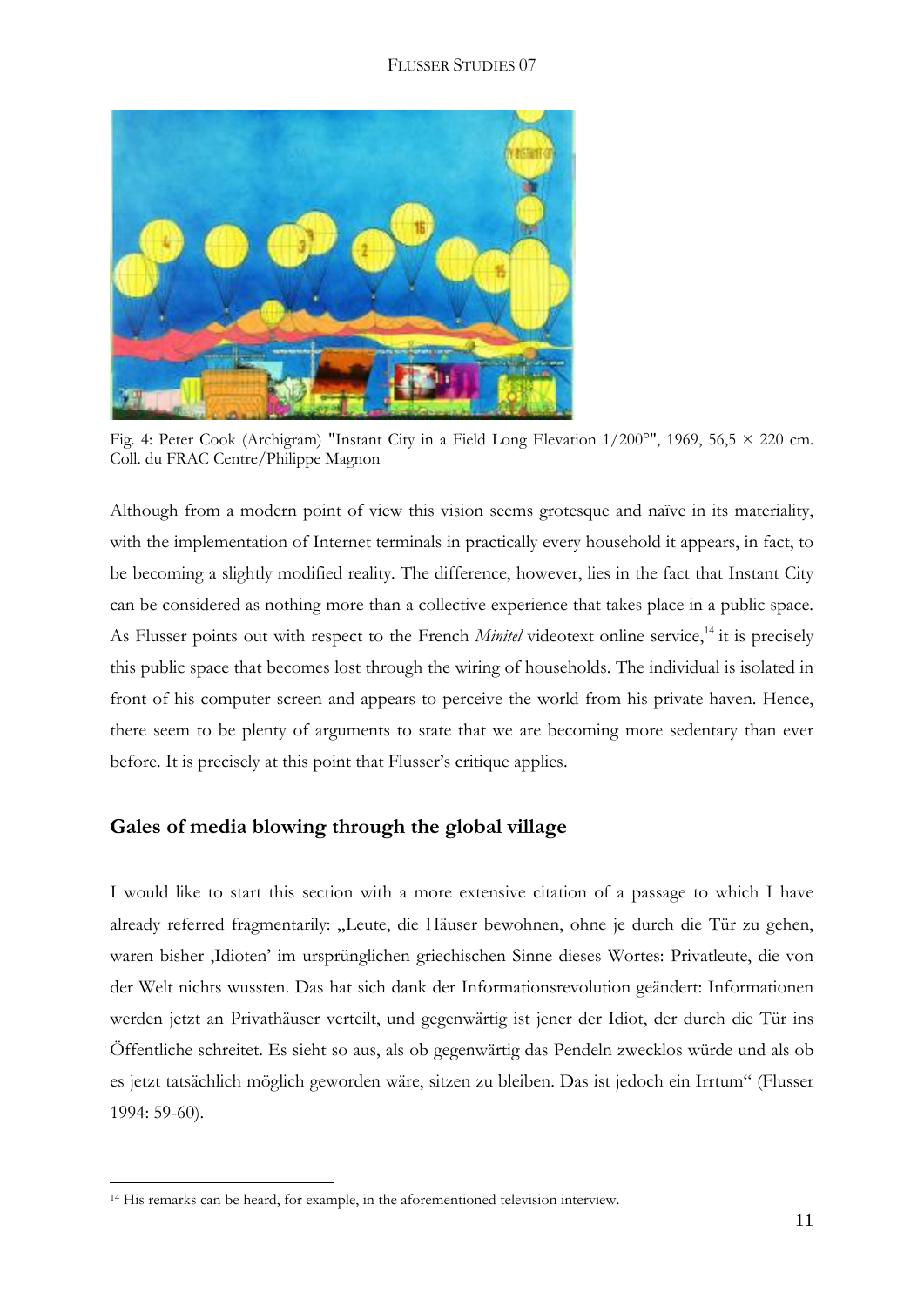Fig. 4: Peter Cook (Archigram) "Instant City in a Field Long Elevation 1/200°", 1969, 56,5 × 220 cm. Coll. du FRAC Centre/Philippe Magnon

Although from a modern point of view this vision seems grotesque and naïve in its materiality, with the implementation of Internet terminals in practically every household it appears, in fact, to be becoming a slightly modified reality. The difference, however, lies in the fact that Instant City can be considered as nothing more than a collective experience that takes place in a public space. As Flusser points out with respect to the French *Minitel* videotext online service,[14] it is precisely this public space that becomes lost through the wiring of households. The individual is isolated in front of his computer screen and appears to perceive the world from his private haven. Hence, there seem to be plenty of arguments to state that we are becoming more sedentary than ever before. It is precisely at this point that Flusser's critique applies.

## Gales of media blowing through the global village

I would like to start this section with a more extensive citation of a passage to which I have already referred fragmentarily: „Leute, die Häuser bewohnen, ohne je durch die Tür zu gehen, waren bisher ‚Idioten' im ursprünglichen griechischen Sinne dieses Wortes: Privatleute, die von der Welt nichts wussten. Das hat sich dank der Informationsrevolution geändert: Informationen werden jetzt an Privathäuser verteilt, und gegenwärtig ist jener der Idiot, der durch die Tür ins Öffentliche schreitet. Es sieht so aus, als ob gegenwärtig das Pendeln zwecklos würde und als ob es jetzt tatsächlich möglich geworden wäre, sitzen zu bleiben. Das ist jedoch ein Irrtum" (Flusser 1994: 59-60).

[14] His remarks can be heard, for example, in the aforementioned television interview.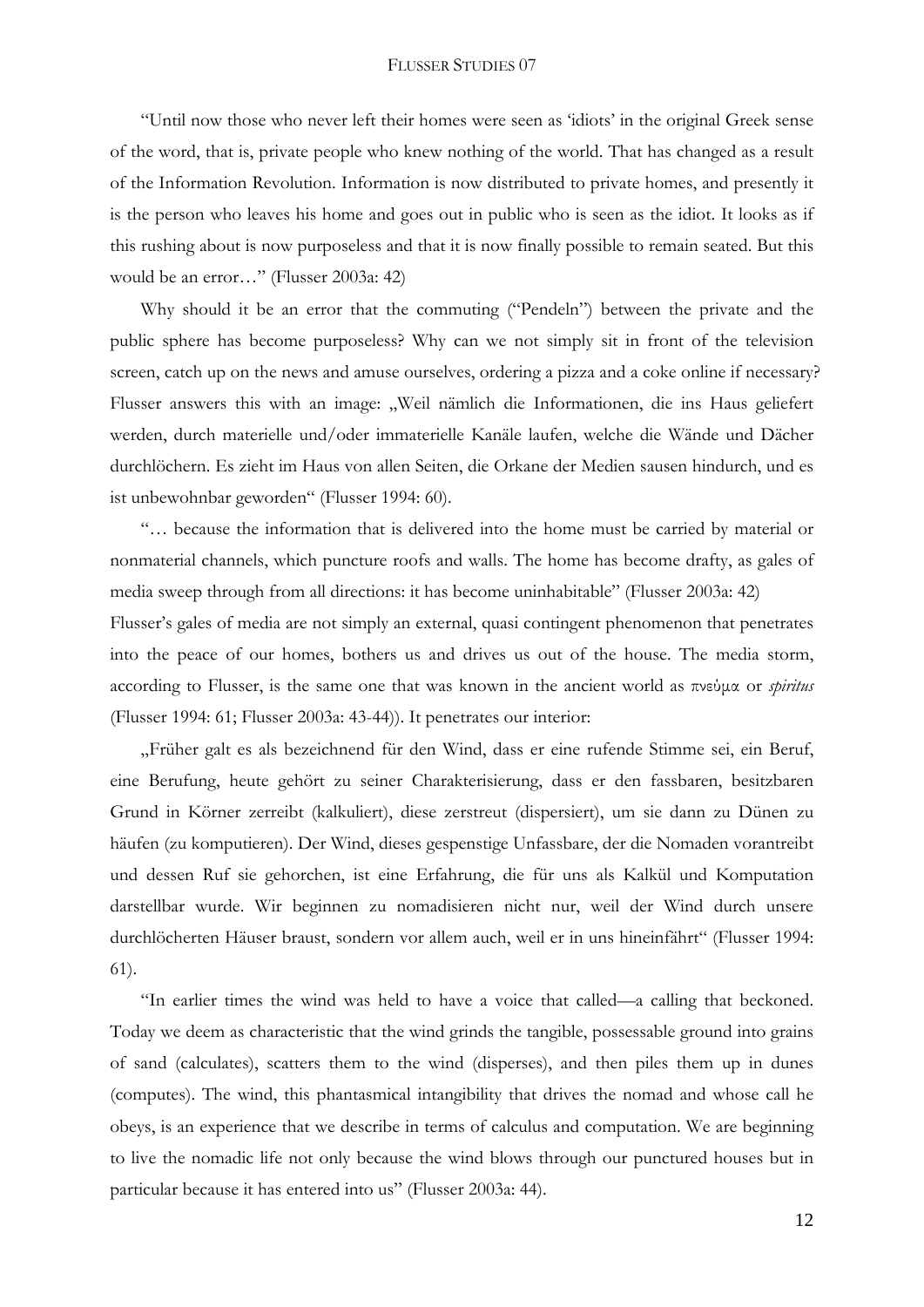"Until now those who never left their homes were seen as 'idiots' in the original Greek sense of the word, that is, private people who knew nothing of the world. That has changed as a result of the Information Revolution. Information is now distributed to private homes, and presently it is the person who leaves his home and goes out in public who is seen as the idiot. It looks as if this rushing about is now purposeless and that it is now finally possible to remain seated. But this would be an error…" (Flusser 2003a: 42)

Why should it be an error that the commuting ("Pendeln") between the private and the public sphere has become purposeless? Why can we not simply sit in front of the television screen, catch up on the news and amuse ourselves, ordering a pizza and a coke online if necessary? Flusser answers this with an image: „Weil nämlich die Informationen, die ins Haus geliefert werden, durch materielle und/oder immaterielle Kanäle laufen, welche die Wände und Dächer durchlöchern. Es zieht im Haus von allen Seiten, die Orkane der Medien sausen hindurch, und es ist unbewohnbar geworden" (Flusser 1994: 60).

"… because the information that is delivered into the home must be carried by material or nonmaterial channels, which puncture roofs and walls. The home has become drafty, as gales of media sweep through from all directions: it has become uninhabitable" (Flusser 2003a: 42)

Flusser's gales of media are not simply an external, quasi contingent phenomenon that penetrates into the peace of our homes, bothers us and drives us out of the house. The media storm, according to Flusser, is the same one that was known in the ancient world as πνεῦμα or *spiritus* (Flusser 1994: 61; Flusser 2003a: 43-44)). It penetrates our interior:

„Früher galt es als bezeichnend für den Wind, dass er eine rufende Stimme sei, ein Beruf, eine Berufung, heute gehört zu seiner Charakterisierung, dass er den fassbaren, besitzbaren Grund in Körner zerreibt (kalkuliert), diese zerstreut (dispersiert), um sie dann zu Dünen zu häufen (zu komputieren). Der Wind, dieses gespenstige Unfassbare, der die Nomaden vorantreibt und dessen Ruf sie gehorchen, ist eine Erfahrung, die für uns als Kalkül und Komputation darstellbar wurde. Wir beginnen zu nomadisieren nicht nur, weil der Wind durch unsere durchlöcherten Häuser braust, sondern vor allem auch, weil er in uns hineinfährt" (Flusser 1994: 61).

"In earlier times the wind was held to have a voice that called—a calling that beckoned. Today we deem as characteristic that the wind grinds the tangible, possessable ground into grains of sand (calculates), scatters them to the wind (disperses), and then piles them up in dunes (computes). The wind, this phantasmical intangibility that drives the nomad and whose call he obeys, is an experience that we describe in terms of calculus and computation. We are beginning to live the nomadic life not only because the wind blows through our punctured houses but in particular because it has entered into us" (Flusser 2003a: 44).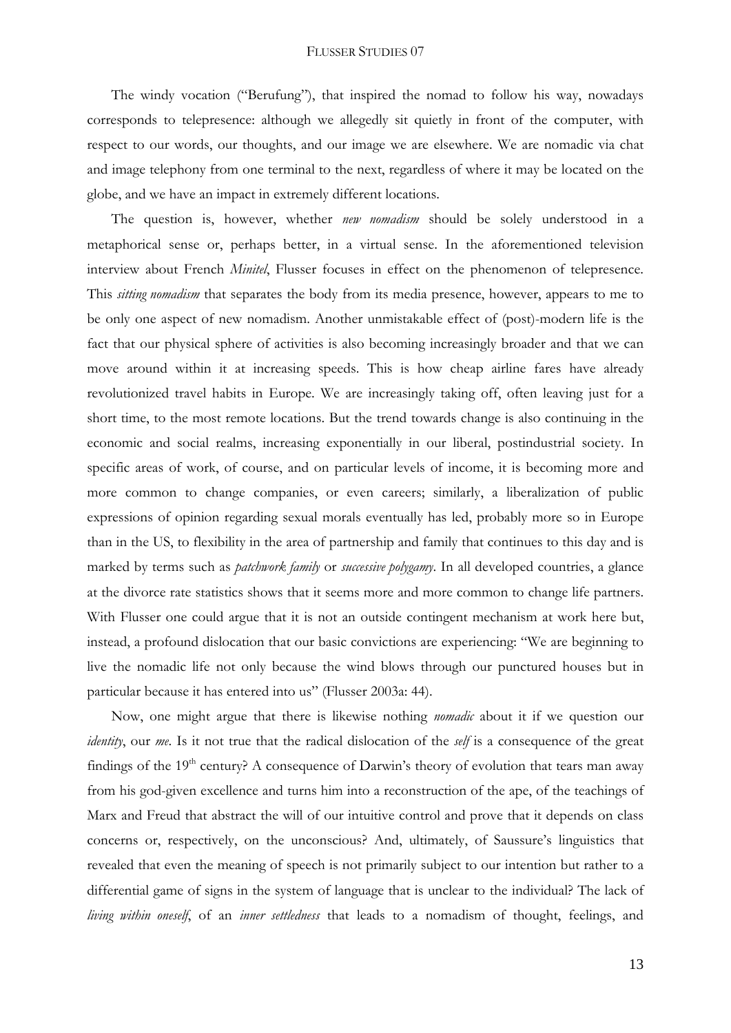The windy vocation ("Berufung"), that inspired the nomad to follow his way, nowadays corresponds to telepresence: although we allegedly sit quietly in front of the computer, with respect to our words, our thoughts, and our image we are elsewhere. We are nomadic via chat and image telephony from one terminal to the next, regardless of where it may be located on the globe, and we have an impact in extremely different locations.

The question is, however, whether *new nomadism* should be solely understood in a metaphorical sense or, perhaps better, in a virtual sense. In the aforementioned television interview about French *Minitel*, Flusser focuses in effect on the phenomenon of telepresence. This *sitting nomadism* that separates the body from its media presence, however, appears to me to be only one aspect of new nomadism. Another unmistakable effect of (post)-modern life is the fact that our physical sphere of activities is also becoming increasingly broader and that we can move around within it at increasing speeds. This is how cheap airline fares have already revolutionized travel habits in Europe. We are increasingly taking off, often leaving just for a short time, to the most remote locations. But the trend towards change is also continuing in the economic and social realms, increasing exponentially in our liberal, postindustrial society. In specific areas of work, of course, and on particular levels of income, it is becoming more and more common to change companies, or even careers; similarly, a liberalization of public expressions of opinion regarding sexual morals eventually has led, probably more so in Europe than in the US, to flexibility in the area of partnership and family that continues to this day and is marked by terms such as *patchwork family* or *successive polygamy*. In all developed countries, a glance at the divorce rate statistics shows that it seems more and more common to change life partners. With Flusser one could argue that it is not an outside contingent mechanism at work here but, instead, a profound dislocation that our basic convictions are experiencing: "We are beginning to live the nomadic life not only because the wind blows through our punctured houses but in particular because it has entered into us" (Flusser 2003a: 44).

Now, one might argue that there is likewise nothing *nomadic* about it if we question our *identity*, our *me*. Is it not true that the radical dislocation of the *self* is a consequence of the great findings of the 19th century? A consequence of Darwin's theory of evolution that tears man away from his god-given excellence and turns him into a reconstruction of the ape, of the teachings of Marx and Freud that abstract the will of our intuitive control and prove that it depends on class concerns or, respectively, on the unconscious? And, ultimately, of Saussure's linguistics that revealed that even the meaning of speech is not primarily subject to our intention but rather to a differential game of signs in the system of language that is unclear to the individual? The lack of *living within oneself*, of an *inner settledness* that leads to a nomadism of thought, feelings, and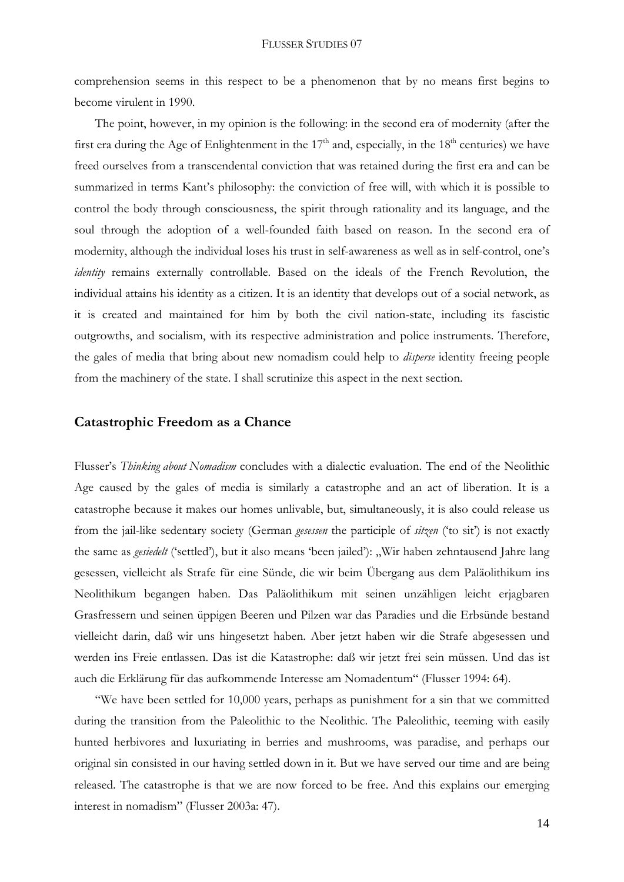comprehension seems in this respect to be a phenomenon that by no means first begins to become virulent in 1990.

The point, however, in my opinion is the following: in the second era of modernity (after the first era during the Age of Enlightenment in the 17th and, especially, in the 18th centuries) we have freed ourselves from a transcendental conviction that was retained during the first era and can be summarized in terms Kant's philosophy: the conviction of free will, with which it is possible to control the body through consciousness, the spirit through rationality and its language, and the soul through the adoption of a well-founded faith based on reason. In the second era of modernity, although the individual loses his trust in self-awareness as well as in self-control, one's *identity* remains externally controllable. Based on the ideals of the French Revolution, the individual attains his identity as a citizen. It is an identity that develops out of a social network, as it is created and maintained for him by both the civil nation-state, including its fascistic outgrowths, and socialism, with its respective administration and police instruments. Therefore, the gales of media that bring about new nomadism could help to *disperse* identity freeing people from the machinery of the state. I shall scrutinize this aspect in the next section.

## Catastrophic Freedom as a Chance

Flusser's *Thinking about Nomadism* concludes with a dialectic evaluation. The end of the Neolithic Age caused by the gales of media is similarly a catastrophe and an act of liberation. It is a catastrophe because it makes our homes unlivable, but, simultaneously, it is also could release us from the jail-like sedentary society (German *gesessen* the participle of *sitzen* ('to sit') is not exactly the same as *gesiedelt* ('settled'), but it also means 'been jailed'): „Wir haben zehntausend Jahre lang gesessen, vielleicht als Strafe für eine Sünde, die wir beim Übergang aus dem Paläolithikum ins Neolithikum begangen haben. Das Paläolithikum mit seinen unzähligen leicht erjagbaren Grasfressern und seinen üppigen Beeren und Pilzen war das Paradies und die Erbsünde bestand vielleicht darin, daß wir uns hingesetzt haben. Aber jetzt haben wir die Strafe abgesessen und werden ins Freie entlassen. Das ist die Katastrophe: daß wir jetzt frei sein müssen. Und das ist auch die Erklärung für das aufkommende Interesse am Nomadentum" (Flusser 1994: 64).

"We have been settled for 10,000 years, perhaps as punishment for a sin that we committed during the transition from the Paleolithic to the Neolithic. The Paleolithic, teeming with easily hunted herbivores and luxuriating in berries and mushrooms, was paradise, and perhaps our original sin consisted in our having settled down in it. But we have served our time and are being released. The catastrophe is that we are now forced to be free. And this explains our emerging interest in nomadism" (Flusser 2003a: 47).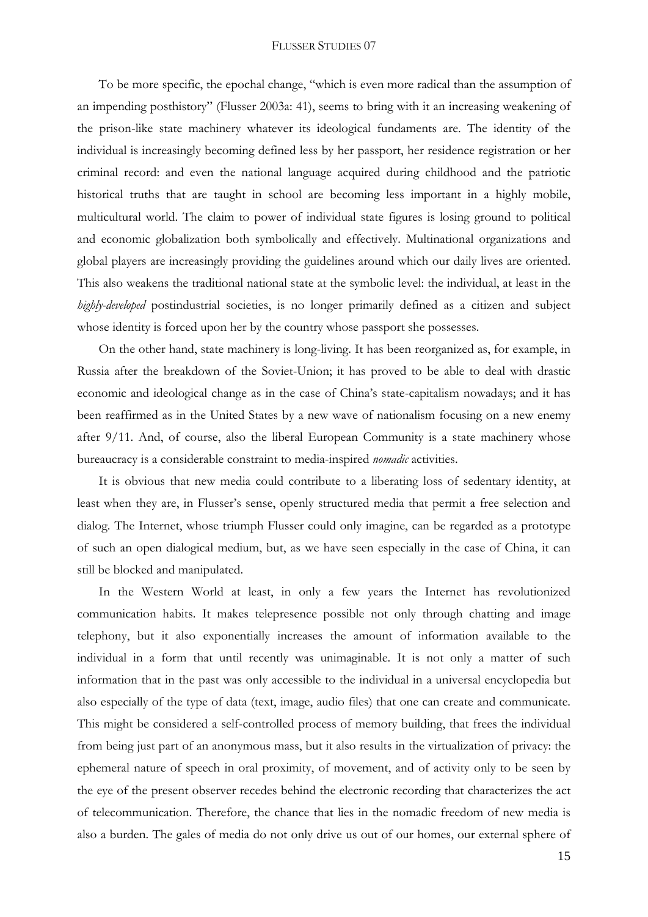To be more specific, the epochal change, "which is even more radical than the assumption of an impending posthistory" (Flusser 2003a: 41), seems to bring with it an increasing weakening of the prison-like state machinery whatever its ideological fundaments are. The identity of the individual is increasingly becoming defined less by her passport, her residence registration or her criminal record: and even the national language acquired during childhood and the patriotic historical truths that are taught in school are becoming less important in a highly mobile, multicultural world. The claim to power of individual state figures is losing ground to political and economic globalization both symbolically and effectively. Multinational organizations and global players are increasingly providing the guidelines around which our daily lives are oriented. This also weakens the traditional national state at the symbolic level: the individual, at least in the *highly-developed* postindustrial societies, is no longer primarily defined as a citizen and subject whose identity is forced upon her by the country whose passport she possesses.

On the other hand, state machinery is long-living. It has been reorganized as, for example, in Russia after the breakdown of the Soviet-Union; it has proved to be able to deal with drastic economic and ideological change as in the case of China's state-capitalism nowadays; and it has been reaffirmed as in the United States by a new wave of nationalism focusing on a new enemy after 9/11. And, of course, also the liberal European Community is a state machinery whose bureaucracy is a considerable constraint to media-inspired *nomadic* activities.

It is obvious that new media could contribute to a liberating loss of sedentary identity, at least when they are, in Flusser's sense, openly structured media that permit a free selection and dialog. The Internet, whose triumph Flusser could only imagine, can be regarded as a prototype of such an open dialogical medium, but, as we have seen especially in the case of China, it can still be blocked and manipulated.

In the Western World at least, in only a few years the Internet has revolutionized communication habits. It makes telepresence possible not only through chatting and image telephony, but it also exponentially increases the amount of information available to the individual in a form that until recently was unimaginable. It is not only a matter of such information that in the past was only accessible to the individual in a universal encyclopedia but also especially of the type of data (text, image, audio files) that one can create and communicate. This might be considered a self-controlled process of memory building, that frees the individual from being just part of an anonymous mass, but it also results in the virtualization of privacy: the ephemeral nature of speech in oral proximity, of movement, and of activity only to be seen by the eye of the present observer recedes behind the electronic recording that characterizes the act of telecommunication. Therefore, the chance that lies in the nomadic freedom of new media is also a burden. The gales of media do not only drive us out of our homes, our external sphere of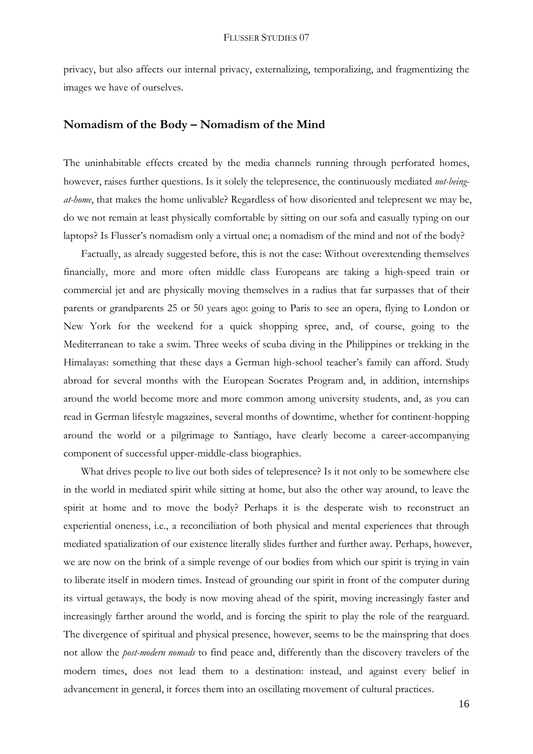privacy, but also affects our internal privacy, externalizing, temporalizing, and fragmentizing the images we have of ourselves.

## Nomadism of the Body – Nomadism of the Mind

The uninhabitable effects created by the media channels running through perforated homes, however, raises further questions. Is it solely the telepresence, the continuously mediated *not-being-at-home*, that makes the home unlivable? Regardless of how disoriented and telepresent we may be, do we not remain at least physically comfortable by sitting on our sofa and casually typing on our laptops? Is Flusser's nomadism only a virtual one; a nomadism of the mind and not of the body?

Factually, as already suggested before, this is not the case: Without overextending themselves financially, more and more often middle class Europeans are taking a high-speed train or commercial jet and are physically moving themselves in a radius that far surpasses that of their parents or grandparents 25 or 50 years ago: going to Paris to see an opera, flying to London or New York for the weekend for a quick shopping spree, and, of course, going to the Mediterranean to take a swim. Three weeks of scuba diving in the Philippines or trekking in the Himalayas: something that these days a German high-school teacher's family can afford. Study abroad for several months with the European Socrates Program and, in addition, internships around the world become more and more common among university students, and, as you can read in German lifestyle magazines, several months of downtime, whether for continent-hopping around the world or a pilgrimage to Santiago, have clearly become a career-accompanying component of successful upper-middle-class biographies.

What drives people to live out both sides of telepresence? Is it not only to be somewhere else in the world in mediated spirit while sitting at home, but also the other way around, to leave the spirit at home and to move the body? Perhaps it is the desperate wish to reconstruct an experiential oneness, i.e., a reconciliation of both physical and mental experiences that through mediated spatialization of our existence literally slides further and further away. Perhaps, however, we are now on the brink of a simple revenge of our bodies from which our spirit is trying in vain to liberate itself in modern times. Instead of grounding our spirit in front of the computer during its virtual getaways, the body is now moving ahead of the spirit, moving increasingly faster and increasingly farther around the world, and is forcing the spirit to play the role of the rearguard. The divergence of spiritual and physical presence, however, seems to be the mainspring that does not allow the *post-modern nomads* to find peace and, differently than the discovery travelers of the modern times, does not lead them to a destination: instead, and against every belief in advancement in general, it forces them into an oscillating movement of cultural practices.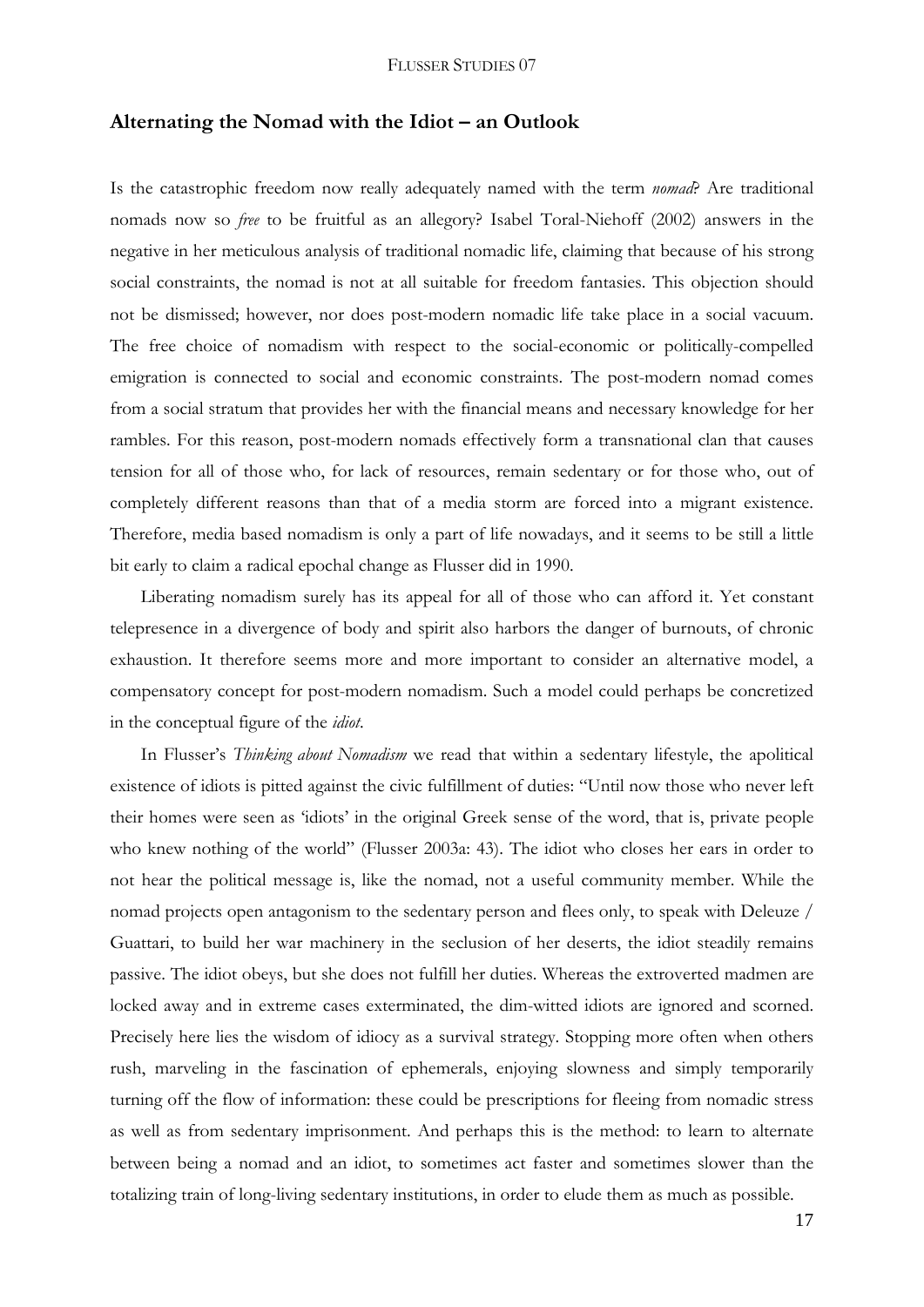## Alternating the Nomad with the Idiot – an Outlook

Is the catastrophic freedom now really adequately named with the term *nomad*? Are traditional nomads now so *free* to be fruitful as an allegory? Isabel Toral-Niehoff (2002) answers in the negative in her meticulous analysis of traditional nomadic life, claiming that because of his strong social constraints, the nomad is not at all suitable for freedom fantasies. This objection should not be dismissed; however, nor does post-modern nomadic life take place in a social vacuum. The free choice of nomadism with respect to the social-economic or politically-compelled emigration is connected to social and economic constraints. The post-modern nomad comes from a social stratum that provides her with the financial means and necessary knowledge for her rambles. For this reason, post-modern nomads effectively form a transnational clan that causes tension for all of those who, for lack of resources, remain sedentary or for those who, out of completely different reasons than that of a media storm are forced into a migrant existence. Therefore, media based nomadism is only a part of life nowadays, and it seems to be still a little bit early to claim a radical epochal change as Flusser did in 1990.

Liberating nomadism surely has its appeal for all of those who can afford it. Yet constant telepresence in a divergence of body and spirit also harbors the danger of burnouts, of chronic exhaustion. It therefore seems more and more important to consider an alternative model, a compensatory concept for post-modern nomadism. Such a model could perhaps be concretized in the conceptual figure of the *idiot*.

In Flusser's *Thinking about Nomadism* we read that within a sedentary lifestyle, the apolitical existence of idiots is pitted against the civic fulfillment of duties: "Until now those who never left their homes were seen as 'idiots' in the original Greek sense of the word, that is, private people who knew nothing of the world" (Flusser 2003a: 43). The idiot who closes her ears in order to not hear the political message is, like the nomad, not a useful community member. While the nomad projects open antagonism to the sedentary person and flees only, to speak with Deleuze / Guattari, to build her war machinery in the seclusion of her deserts, the idiot steadily remains passive. The idiot obeys, but she does not fulfill her duties. Whereas the extroverted madmen are locked away and in extreme cases exterminated, the dim-witted idiots are ignored and scorned. Precisely here lies the wisdom of idiocy as a survival strategy. Stopping more often when others rush, marveling in the fascination of ephemerals, enjoying slowness and simply temporarily turning off the flow of information: these could be prescriptions for fleeing from nomadic stress as well as from sedentary imprisonment. And perhaps this is the method: to learn to alternate between being a nomad and an idiot, to sometimes act faster and sometimes slower than the totalizing train of long-living sedentary institutions, in order to elude them as much as possible.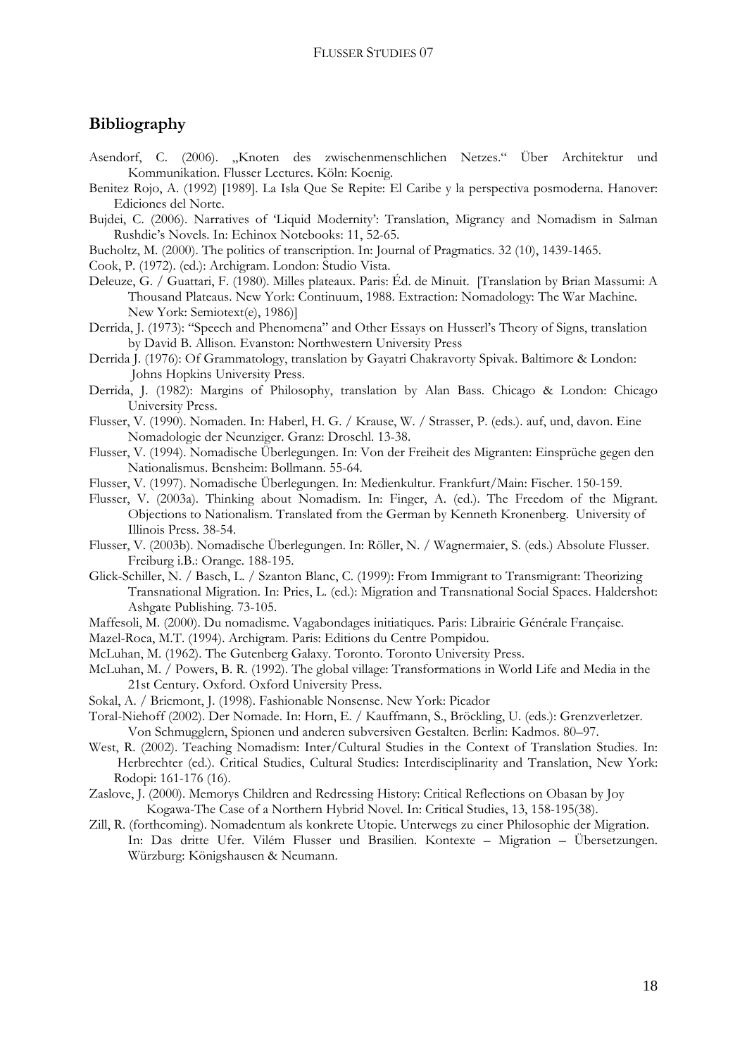## Bibliography

Asendorf, C. (2006). „Knoten des zwischenmenschlichen Netzes.“ Über Architektur und Kommunikation. Flusser Lectures. Köln: Koenig.

Benitez Rojo, A. (1992) [1989]. La Isla Que Se Repite: El Caribe y la perspectiva posmoderna. Hanover: Ediciones del Norte.

Bujdei, C. (2006). Narratives of 'Liquid Modernity': Translation, Migrancy and Nomadism in Salman Rushdie's Novels. In: Echinox Notebooks: 11, 52-65.

Bucholtz, M. (2000). The politics of transcription. In: Journal of Pragmatics. 32 (10), 1439-1465.

Cook, P. (1972). (ed.): Archigram. London: Studio Vista.

Deleuze, G. / Guattari, F. (1980). Milles plateaux. Paris: Éd. de Minuit. [Translation by Brian Massumi: A Thousand Plateaus. New York: Continuum, 1988. Extraction: Nomadology: The War Machine. New York: Semiotext(e), 1986)]

Derrida, J. (1973): "Speech and Phenomena" and Other Essays on Husserl's Theory of Signs, translation by David B. Allison. Evanston: Northwestern University Press

Derrida J. (1976): Of Grammatology, translation by Gayatri Chakravorty Spivak. Baltimore & London: Johns Hopkins University Press.

Derrida, J. (1982): Margins of Philosophy, translation by Alan Bass. Chicago & London: Chicago University Press.

Flusser, V. (1990). Nomaden. In: Haberl, H. G. / Krause, W. / Strasser, P. (eds.). auf, und, davon. Eine Nomadologie der Neunziger. Granz: Droschl. 13-38.

Flusser, V. (1994). Nomadische Überlegungen. In: Von der Freiheit des Migranten: Einsprüche gegen den Nationalismus. Bensheim: Bollmann. 55-64.

Flusser, V. (1997). Nomadische Überlegungen. In: Medienkultur. Frankfurt/Main: Fischer. 150-159.

Flusser, V. (2003a). Thinking about Nomadism. In: Finger, A. (ed.). The Freedom of the Migrant. Objections to Nationalism. Translated from the German by Kenneth Kronenberg. University of Illinois Press. 38-54.

Flusser, V. (2003b). Nomadische Überlegungen. In: Röller, N. / Wagnermaier, S. (eds.) Absolute Flusser. Freiburg i.B.: Orange. 188-195.

Glick-Schiller, N. / Basch, L. / Szanton Blanc, C. (1999): From Immigrant to Transmigrant: Theorizing Transnational Migration. In: Pries, L. (ed.): Migration and Transnational Social Spaces. Haldershot: Ashgate Publishing. 73-105.

Maffesoli, M. (2000). Du nomadisme. Vagabondages initiatiques. Paris: Librairie Générale Française.

Mazel-Roca, M.T. (1994). Archigram. Paris: Editions du Centre Pompidou.

McLuhan, M. (1962). The Gutenberg Galaxy. Toronto. Toronto University Press.

McLuhan, M. / Powers, B. R. (1992). The global village: Transformations in World Life and Media in the 21st Century. Oxford. Oxford University Press.

Sokal, A. / Bricmont, J. (1998). Fashionable Nonsense. New York: Picador

Toral-Niehoff (2002). Der Nomade. In: Horn, E. / Kauffmann, S., Bröckling, U. (eds.): Grenzverletzer. Von Schmugglern, Spionen und anderen subversiven Gestalten. Berlin: Kadmos. 80–97.

West, R. (2002). Teaching Nomadism: Inter/Cultural Studies in the Context of Translation Studies. In: Herbrechter (ed.). Critical Studies, Cultural Studies: Interdisciplinarity and Translation, New York: Rodopi: 161-176 (16).

Zaslove, J. (2000). Memorys Children and Redressing History: Critical Reflections on Obasan by Joy Kogawa-The Case of a Northern Hybrid Novel. In: Critical Studies, 13, 158-195(38).

Zill, R. (forthcoming). Nomadentum als konkrete Utopie. Unterwegs zu einer Philosophie der Migration. In: Das dritte Ufer. Vilém Flusser und Brasilien. Kontexte – Migration – Übersetzungen. Würzburg: Königshausen & Neumann.